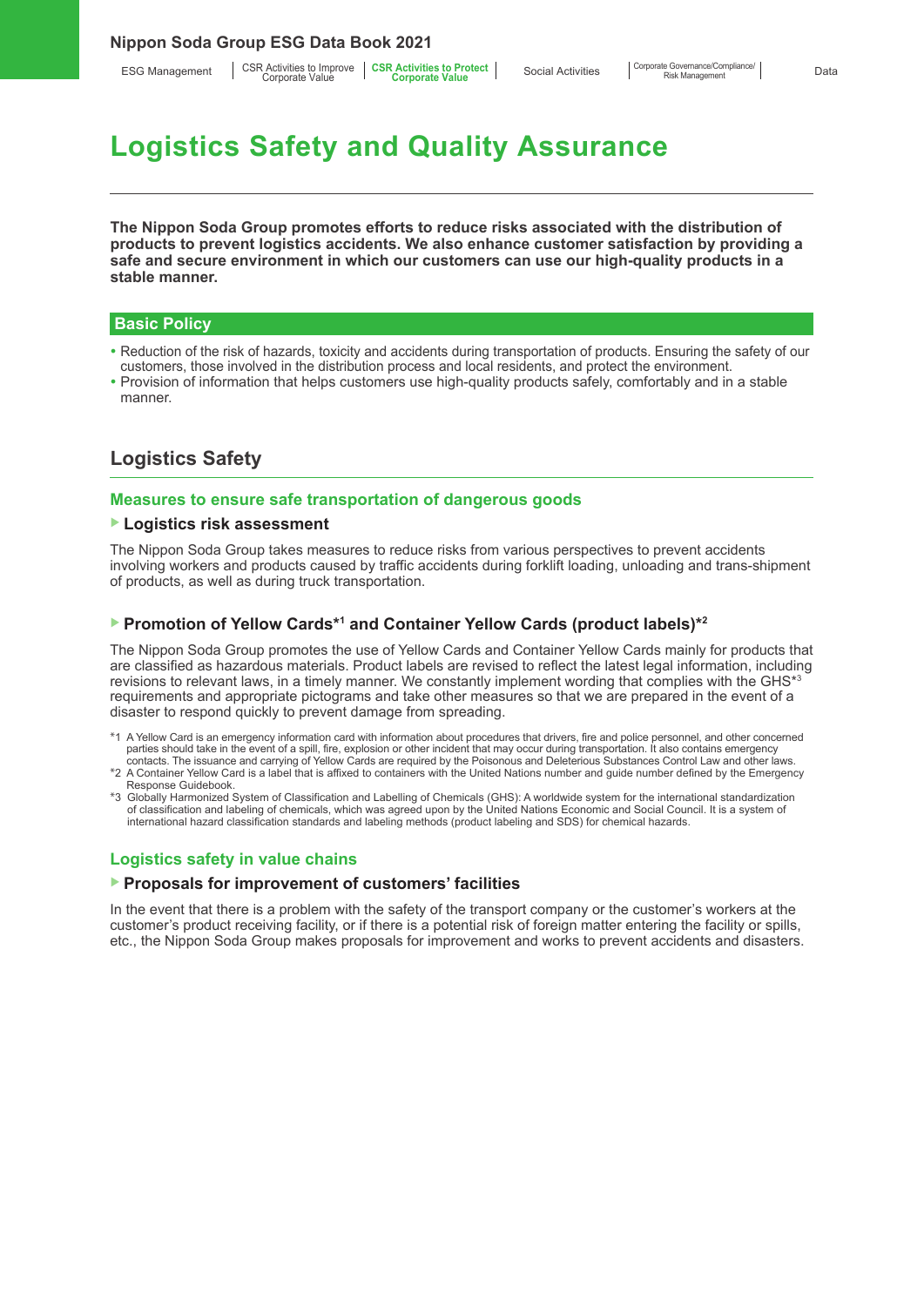# Logistics Safety and Quality Assurance

**The Nippon Soda Group promotes efforts to reduce risks associated with the distribution of products to prevent logistics accidents. We also enhance customer satisfaction by providing a safe and secure environment in which our customers can use our high-quality products in a stable manner.**

## Basic Policy

- Reduction of the risk of hazards, toxicity and accidents during transportation of products. Ensuring the safety of our customers, those involved in the distribution process and local residents, and protect the environment.
- Provision of information that helps customers use high-quality products safely, comfortably and in a stable manner.

## Logistics Safety

### Measures to ensure safe transportation of dangerous goods

#### Logistics risk assessment

The Nippon Soda Group takes measures to reduce risks from various perspectives to prevent accidents involving workers and products caused by traffic accidents during forklift loading, unloading and trans-shipment of products, as well as during truck transportation.

#### Promotion of Yellow Cards*1 and Container Yellow Cards (product labels)*2

The Nippon Soda Group promotes the use of Yellow Cards and Container Yellow Cards mainly for products that are classified as hazardous materials. Product labels are revised to reflect the latest legal information, including revisions to relevant laws, in a timely manner. We constantly implement wording that complies with the GHS*3 requirements and appropriate pictograms and take other measures so that we are prepared in the event of a disaster to respond quickly to prevent damage from spreading.

*1 A Yellow Card is an emergency information card with information about procedures that drivers, fire and police personnel, and other concerned parties should take in the event of a spill, fire, explosion or other incident that may occur during transportation. It also contains emergency contacts. The issuance and carrying of Yellow Cards are required by the Poisonous and Deleterious Substances Control Law and other laws.
*2 A Container Yellow Card is a label that is affixed to containers with the United Nations number and guide number defined by the Emergency Response Guidebook.
*3 Globally Harmonized System of Classification and Labelling of Chemicals (GHS): A worldwide system for the international standardization of classification and labeling of chemicals, which was agreed upon by the United Nations Economic and Social Council. It is a system of international hazard classification standards and labeling methods (product labeling and SDS) for chemical hazards.

### Logistics safety in value chains

#### Proposals for improvement of customers' facilities

In the event that there is a problem with the safety of the transport company or the customer's workers at the customer's product receiving facility, or if there is a potential risk of foreign matter entering the facility or spills, etc., the Nippon Soda Group makes proposals for improvement and works to prevent accidents and disasters.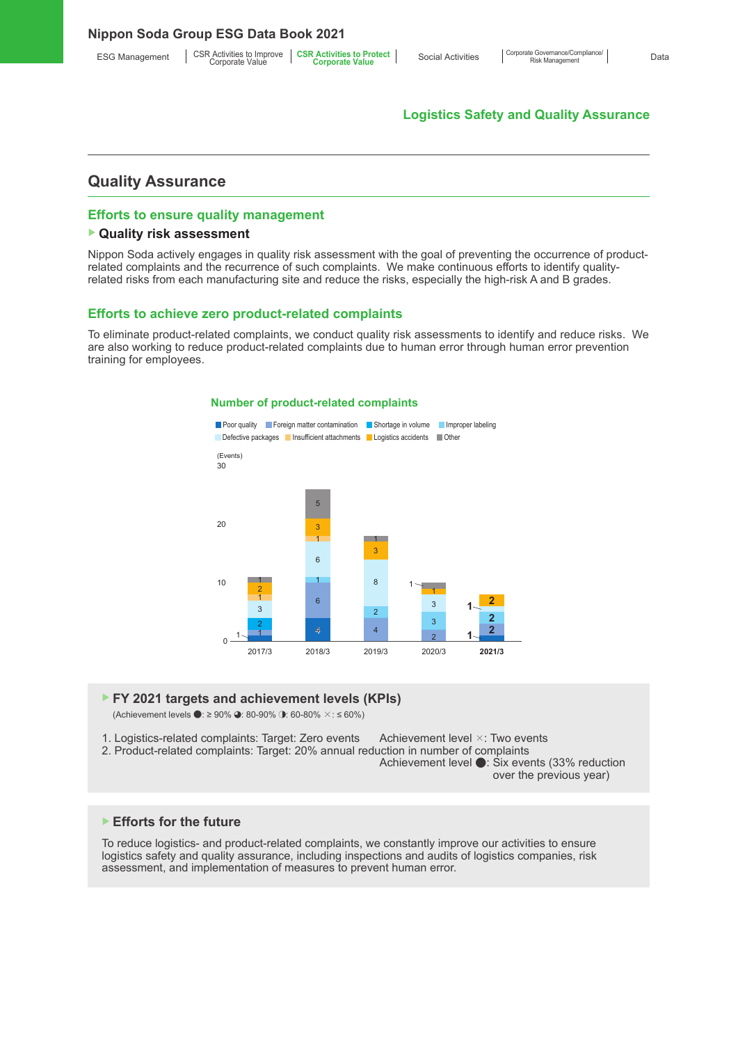Nippon Soda Group ESG Data Book 2021

ESG Management | CSR Activities to Improve Corporate Value | CSR Activities to Protect Corporate Value | Social Activities | Corporate Governance/Compliance/Risk Management | Data

## Logistics Safety and Quality Assurance

# Quality Assurance

## Efforts to ensure quality management

### Quality risk assessment

Nippon Soda actively engages in quality risk assessment with the goal of preventing the occurrence of product-related complaints and the recurrence of such complaints. We make continuous efforts to identify quality-related risks from each manufacturing site and reduce the risks, especially the high-risk A and B grades.

## Efforts to achieve zero product-related complaints

To eliminate product-related complaints, we conduct quality risk assessments to identify and reduce risks. We are also working to reduce product-related complaints due to human error through human error prevention training for employees.

**Number of product-related complaints**

Poor quality
Foreign matter contamination
Shortage in volume
Improper labeling
Defective packages
Insufficient attachments
Logistics accidents
Other

(Events)
30
20
10
0

2017/3: 1, 1, 2, 3, 1, 2, 1
2018/3: 4, 6, 1, 6, 1, 3, 5
2019/3: 4, 2, 8, 3, 1
2020/3: 2, 3, 3, 1, 1
2021/3: 1, 2, 2, 1, 2

2017/3 2018/3 2019/3 2020/3 2021/3

### FY 2021 targets and achievement levels (KPIs)

(Achievement levels ●: ≥ 90% ◕: 80-90% ◑: 60-80% ×: ≤ 60%)

1. Logistics-related complaints: Target: Zero events    Achievement level ×: Two events
2. Product-related complaints: Target: 20% annual reduction in number of complaints
   Achievement level ●: Six events (33% reduction over the previous year)

### Efforts for the future

To reduce logistics- and product-related complaints, we constantly improve our activities to ensure logistics safety and quality assurance, including inspections and audits of logistics companies, risk assessment, and implementation of measures to prevent human error.